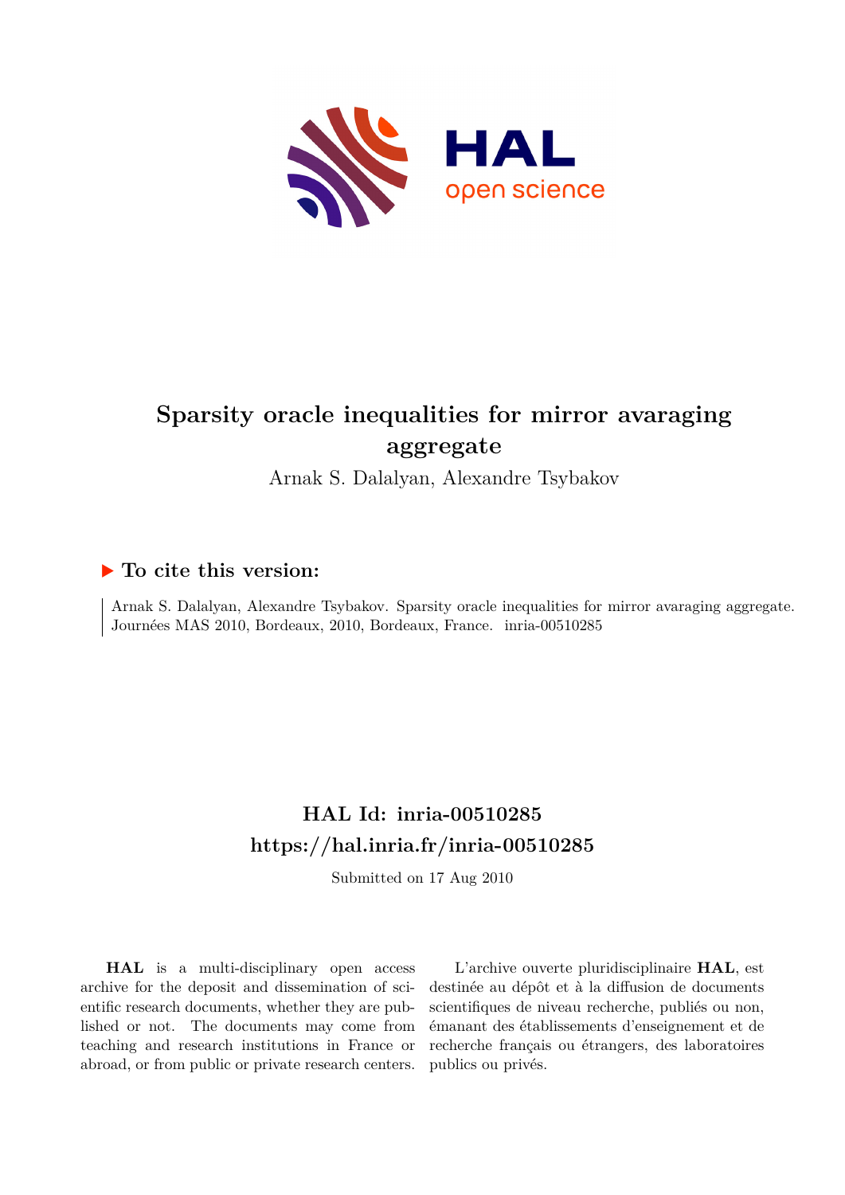# Sparsity oracle inequalities for mirror avaraging aggregate

Arnak S. Dalalyan, Alexandre Tsybakov

## ▶ To cite this version:

Arnak S. Dalalyan, Alexandre Tsybakov. Sparsity oracle inequalities for mirror avaraging aggregate. Journées MAS 2010, Bordeaux, 2010, Bordeaux, France. inria-00510285

## HAL Id: inria-00510285

## https://hal.inria.fr/inria-00510285

Submitted on 17 Aug 2010

**HAL** is a multi-disciplinary open access archive for the deposit and dissemination of scientific research documents, whether they are published or not. The documents may come from teaching and research institutions in France or abroad, or from public or private research centers.

L'archive ouverte pluridisciplinaire **HAL**, est destinée au dépôt et à la diffusion de documents scientifiques de niveau recherche, publiés ou non, émanant des établissements d'enseignement et de recherche français ou étrangers, des laboratoires publics ou privés.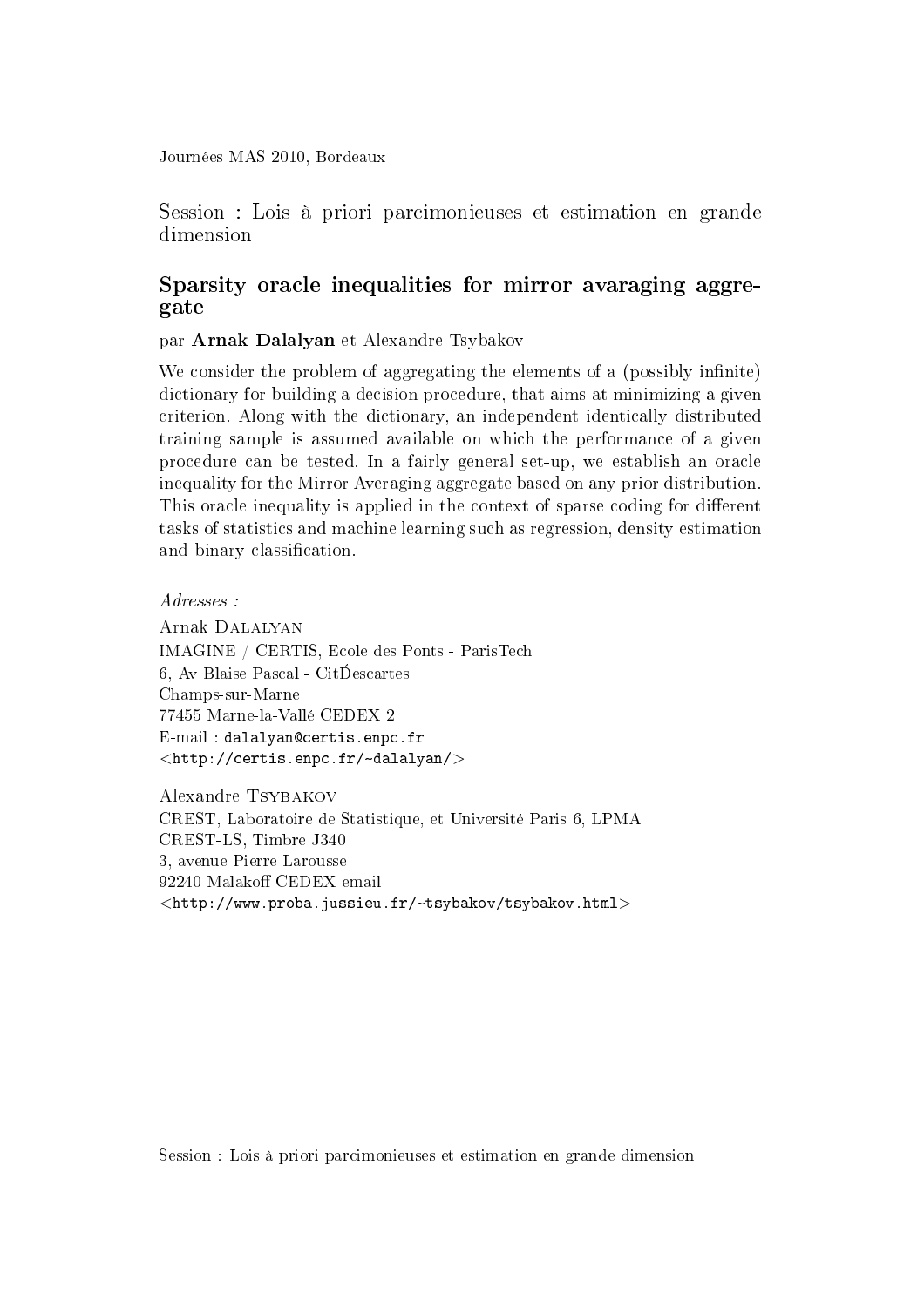Journées MAS 2010, Bordeaux

Session : Lois à priori parcimonieuses et estimation en grande dimension

## Sparsity oracle inequalities for mirror avaraging aggregate

par **Arnak Dalalyan** et Alexandre Tsybakov

We consider the problem of aggregating the elements of a (possibly infinite) dictionary for building a decision procedure, that aims at minimizing a given criterion. Along with the dictionary, an independent identically distributed training sample is assumed available on which the performance of a given procedure can be tested. In a fairly general set-up, we establish an oracle inequality for the Mirror Averaging aggregate based on any prior distribution. This oracle inequality is applied in the context of sparse coding for different tasks of statistics and machine learning such as regression, density estimation and binary classification.

*Adresses :*

Arnak Dalalyan
IMAGINE / CERTIS, Ecole des Ponts - ParisTech
6, Av Blaise Pascal - CitĎescartes
Champs-sur-Marne
77455 Marne-la-Vallé CEDEX 2
E-mail : `dalalyan@certis.enpc.fr`
<`http://certis.enpc.fr/~dalalyan/`>

Alexandre Tsybakov
CREST, Laboratoire de Statistique, et Université Paris 6, LPMA
CREST-LS, Timbre J340
3, avenue Pierre Larousse
92240 Malakoff CEDEX email
<`http://www.proba.jussieu.fr/~tsybakov/tsybakov.html`>